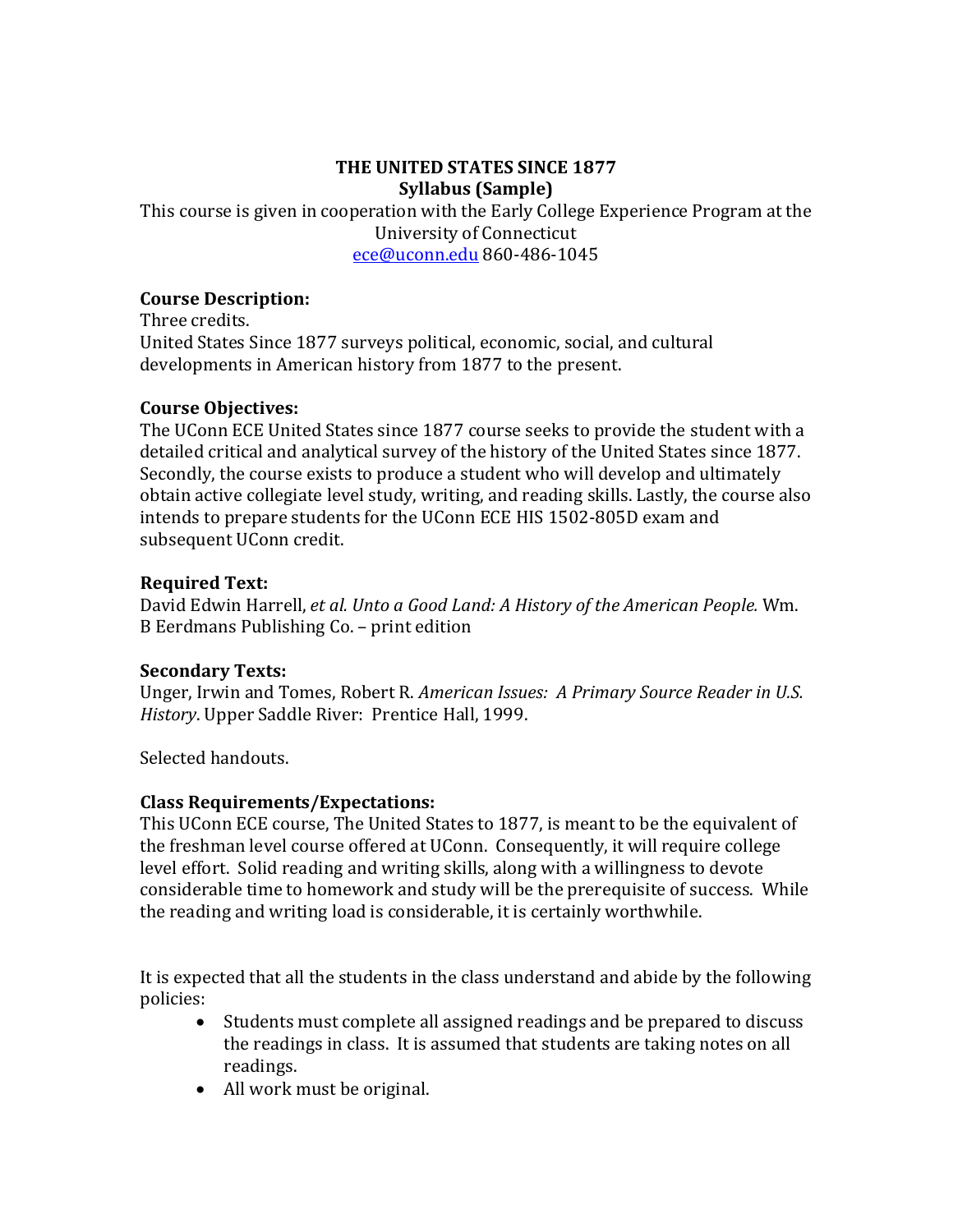# THE UNITED STATES SINCE 1877

**Syllabus (Sample)**

This course is given in cooperation with the Early College Experience Program at the University of Connecticut
ece@uconn.edu 860-486-1045

### Course Description:

Three credits.
United States Since 1877 surveys political, economic, social, and cultural developments in American history from 1877 to the present.

### Course Objectives:

The UConn ECE United States since 1877 course seeks to provide the student with a detailed critical and analytical survey of the history of the United States since 1877. Secondly, the course exists to produce a student who will develop and ultimately obtain active collegiate level study, writing, and reading skills. Lastly, the course also intends to prepare students for the UConn ECE HIS 1502-805D exam and subsequent UConn credit.

### Required Text:

David Edwin Harrell, *et al. Unto a Good Land: A History of the American People.* Wm. B Eerdmans Publishing Co. – print edition

### Secondary Texts:

Unger, Irwin and Tomes, Robert R. *American Issues: A Primary Source Reader in U.S. History*. Upper Saddle River: Prentice Hall, 1999.

Selected handouts.

### Class Requirements/Expectations:

This UConn ECE course, The United States to 1877, is meant to be the equivalent of the freshman level course offered at UConn. Consequently, it will require college level effort. Solid reading and writing skills, along with a willingness to devote considerable time to homework and study will be the prerequisite of success. While the reading and writing load is considerable, it is certainly worthwhile.

It is expected that all the students in the class understand and abide by the following policies:

- Students must complete all assigned readings and be prepared to discuss the readings in class. It is assumed that students are taking notes on all readings.
- All work must be original.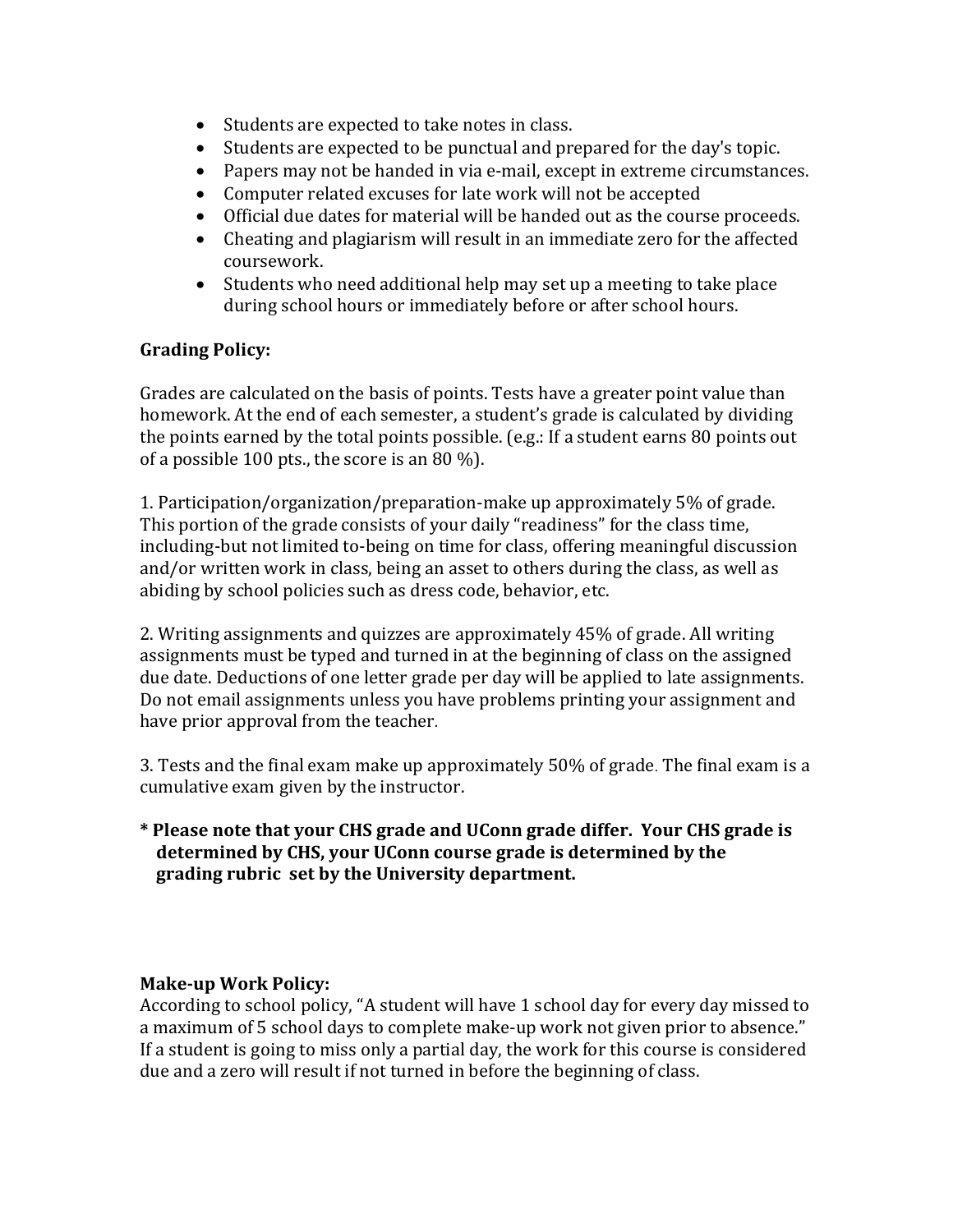- Students are expected to take notes in class.
- Students are expected to be punctual and prepared for the day's topic.
- Papers may not be handed in via e-mail, except in extreme circumstances.
- Computer related excuses for late work will not be accepted
- Official due dates for material will be handed out as the course proceeds.
- Cheating and plagiarism will result in an immediate zero for the affected coursework.
- Students who need additional help may set up a meeting to take place during school hours or immediately before or after school hours.

**Grading Policy:**

Grades are calculated on the basis of points. Tests have a greater point value than homework. At the end of each semester, a student's grade is calculated by dividing the points earned by the total points possible. (e.g.: If a student earns 80 points out of a possible 100 pts., the score is an 80 %).

1. Participation/organization/preparation-make up approximately 5% of grade. This portion of the grade consists of your daily "readiness" for the class time, including-but not limited to-being on time for class, offering meaningful discussion and/or written work in class, being an asset to others during the class, as well as abiding by school policies such as dress code, behavior, etc.

2. Writing assignments and quizzes are approximately 45% of grade. All writing assignments must be typed and turned in at the beginning of class on the assigned due date. Deductions of one letter grade per day will be applied to late assignments. Do not email assignments unless you have problems printing your assignment and have prior approval from the teacher.

3. Tests and the final exam make up approximately 50% of grade. The final exam is a cumulative exam given by the instructor.

**\* Please note that your CHS grade and UConn grade differ. Your CHS grade is determined by CHS, your UConn course grade is determined by the grading rubric set by the University department.**

**Make-up Work Policy:**
According to school policy, "A student will have 1 school day for every day missed to a maximum of 5 school days to complete make-up work not given prior to absence." If a student is going to miss only a partial day, the work for this course is considered due and a zero will result if not turned in before the beginning of class.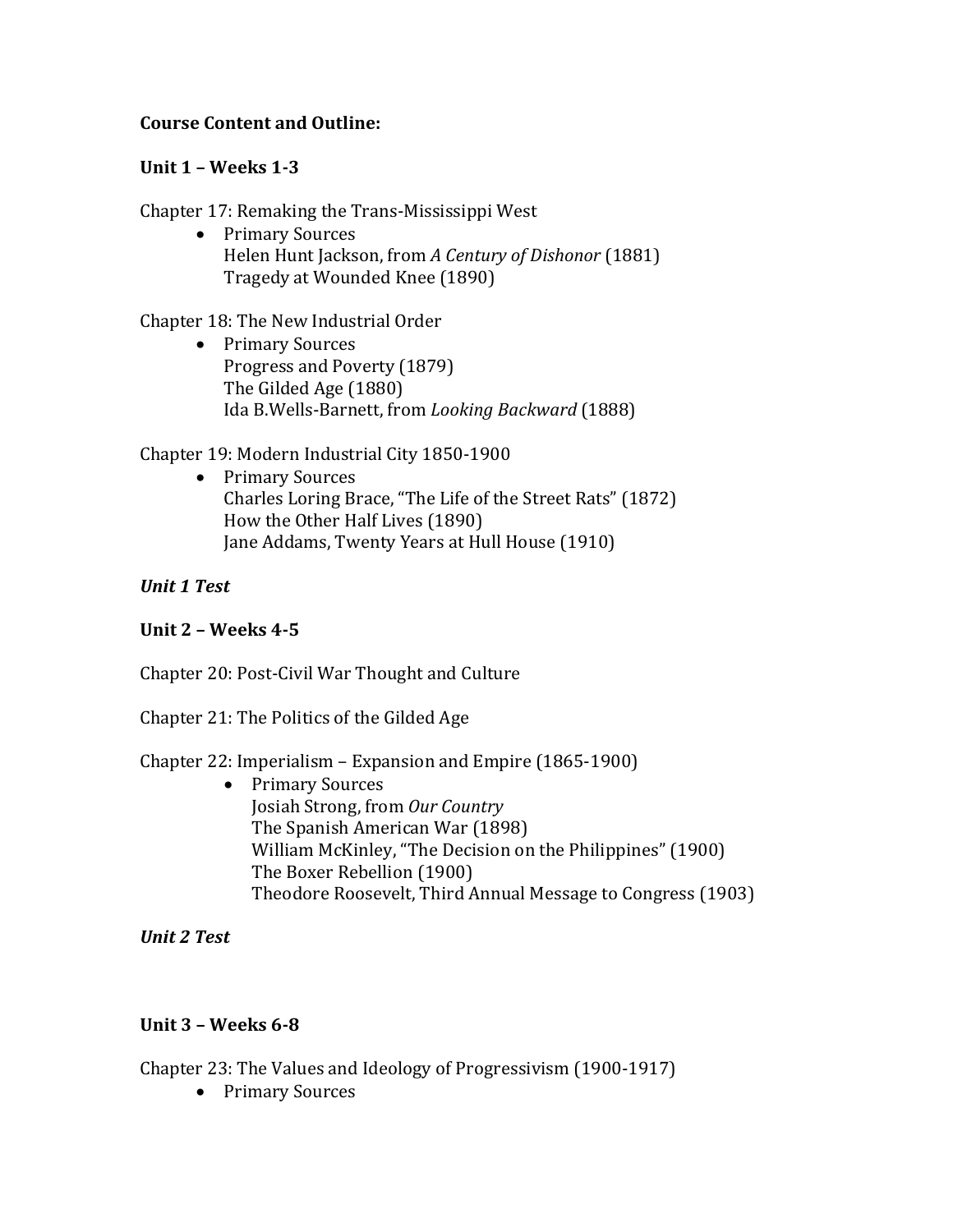**Course Content and Outline:**

**Unit 1 – Weeks 1-3**

Chapter 17: Remaking the Trans-Mississippi West

- Primary Sources
  Helen Hunt Jackson, from *A Century of Dishonor* (1881)
  Tragedy at Wounded Knee (1890)

Chapter 18: The New Industrial Order

- Primary Sources
  Progress and Poverty (1879)
  The Gilded Age (1880)
  Ida B.Wells-Barnett, from *Looking Backward* (1888)

Chapter 19: Modern Industrial City 1850-1900

- Primary Sources
  Charles Loring Brace, "The Life of the Street Rats" (1872)
  How the Other Half Lives (1890)
  Jane Addams, Twenty Years at Hull House (1910)

***Unit 1 Test***

**Unit 2 – Weeks 4-5**

Chapter 20: Post-Civil War Thought and Culture

Chapter 21: The Politics of the Gilded Age

Chapter 22: Imperialism – Expansion and Empire (1865-1900)

- Primary Sources
  Josiah Strong, from *Our Country*
  The Spanish American War (1898)
  William McKinley, "The Decision on the Philippines" (1900)
  The Boxer Rebellion (1900)
  Theodore Roosevelt, Third Annual Message to Congress (1903)

***Unit 2 Test***

**Unit 3 – Weeks 6-8**

Chapter 23: The Values and Ideology of Progressivism (1900-1917)

- Primary Sources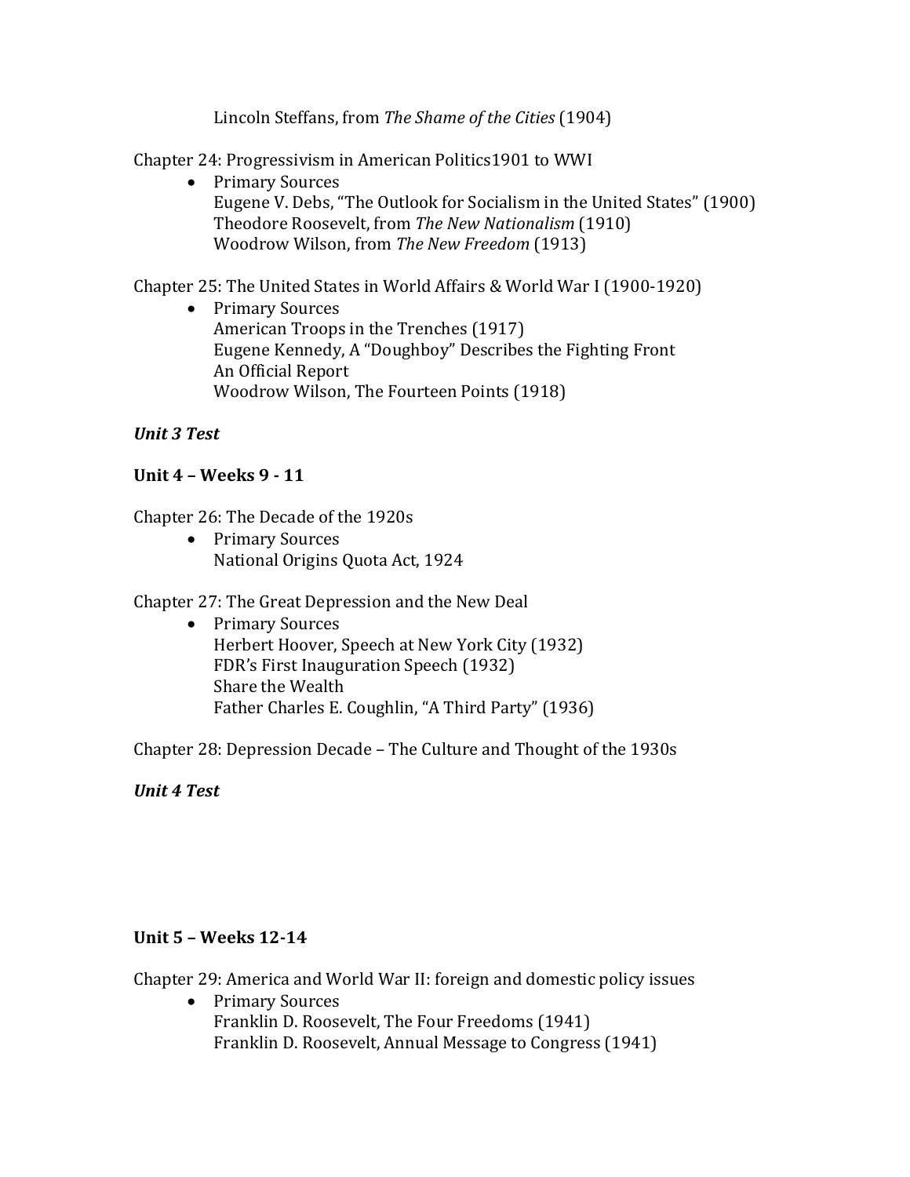Lincoln Steffans, from *The Shame of the Cities* (1904)

Chapter 24: Progressivism in American Politics1901 to WWI

- Primary Sources
  Eugene V. Debs, "The Outlook for Socialism in the United States" (1900)
  Theodore Roosevelt, from *The New Nationalism* (1910)
  Woodrow Wilson, from *The New Freedom* (1913)

Chapter 25: The United States in World Affairs & World War I (1900-1920)

- Primary Sources
  American Troops in the Trenches (1917)
  Eugene Kennedy, A "Doughboy" Describes the Fighting Front
  An Official Report
  Woodrow Wilson, The Fourteen Points (1918)

***Unit 3 Test***

**Unit 4 – Weeks 9 - 11**

Chapter 26: The Decade of the 1920s

- Primary Sources
  National Origins Quota Act, 1924

Chapter 27: The Great Depression and the New Deal

- Primary Sources
  Herbert Hoover, Speech at New York City (1932)
  FDR's First Inauguration Speech (1932)
  Share the Wealth
  Father Charles E. Coughlin, "A Third Party" (1936)

Chapter 28: Depression Decade – The Culture and Thought of the 1930s

***Unit 4 Test***

**Unit 5 – Weeks 12-14**

Chapter 29: America and World War II: foreign and domestic policy issues

- Primary Sources
  Franklin D. Roosevelt, The Four Freedoms (1941)
  Franklin D. Roosevelt, Annual Message to Congress (1941)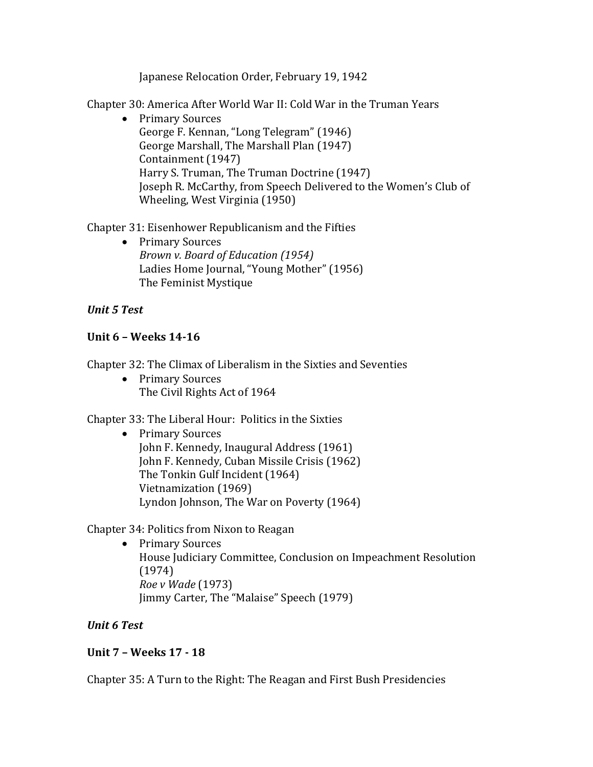Japanese Relocation Order, February 19, 1942

Chapter 30: America After World War II: Cold War in the Truman Years

- Primary Sources
  George F. Kennan, "Long Telegram" (1946)
  George Marshall, The Marshall Plan (1947)
  Containment (1947)
  Harry S. Truman, The Truman Doctrine (1947)
  Joseph R. McCarthy, from Speech Delivered to the Women's Club of Wheeling, West Virginia (1950)

Chapter 31: Eisenhower Republicanism and the Fifties

- Primary Sources
  *Brown v. Board of Education (1954)*
  Ladies Home Journal, "Young Mother" (1956)
  The Feminist Mystique

***Unit 5 Test***

**Unit 6 – Weeks 14-16**

Chapter 32: The Climax of Liberalism in the Sixties and Seventies

- Primary Sources
  The Civil Rights Act of 1964

Chapter 33: The Liberal Hour: Politics in the Sixties

- Primary Sources
  John F. Kennedy, Inaugural Address (1961)
  John F. Kennedy, Cuban Missile Crisis (1962)
  The Tonkin Gulf Incident (1964)
  Vietnamization (1969)
  Lyndon Johnson, The War on Poverty (1964)

Chapter 34: Politics from Nixon to Reagan

- Primary Sources
  House Judiciary Committee, Conclusion on Impeachment Resolution (1974)
  *Roe v Wade* (1973)
  Jimmy Carter, The "Malaise" Speech (1979)

***Unit 6 Test***

**Unit 7 – Weeks 17 - 18**

Chapter 35: A Turn to the Right: The Reagan and First Bush Presidencies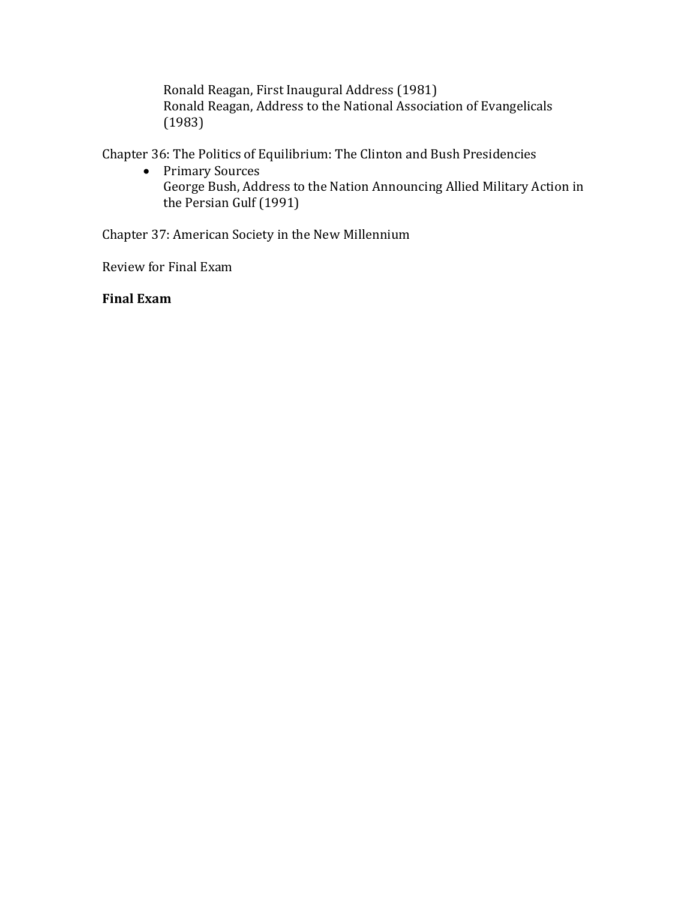Ronald Reagan, First Inaugural Address (1981)
Ronald Reagan, Address to the National Association of Evangelicals (1983)

Chapter 36: The Politics of Equilibrium: The Clinton and Bush Presidencies

- Primary Sources
  George Bush, Address to the Nation Announcing Allied Military Action in the Persian Gulf (1991)

Chapter 37: American Society in the New Millennium

Review for Final Exam

**Final Exam**